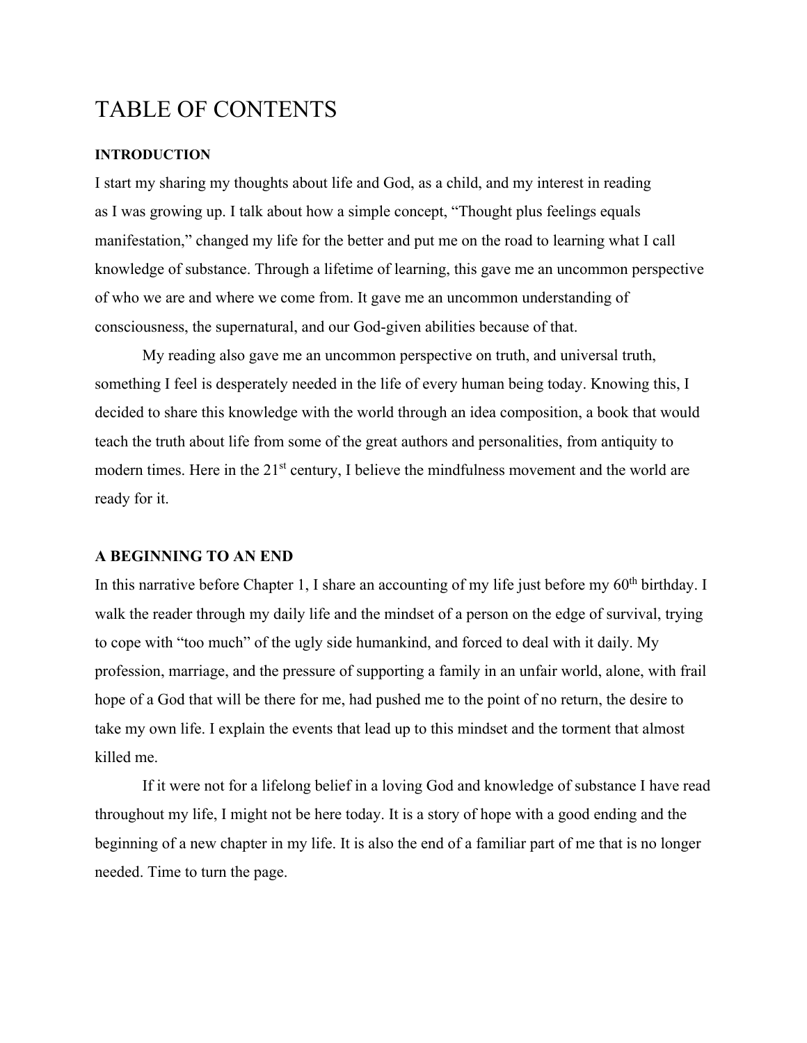# TABLE OF CONTENTS

**INTRODUCTION**

I start my sharing my thoughts about life and God, as a child, and my interest in reading as I was growing up. I talk about how a simple concept, "Thought plus feelings equals manifestation," changed my life for the better and put me on the road to learning what I call knowledge of substance. Through a lifetime of learning, this gave me an uncommon perspective of who we are and where we come from. It gave me an uncommon understanding of consciousness, the supernatural, and our God-given abilities because of that.

My reading also gave me an uncommon perspective on truth, and universal truth, something I feel is desperately needed in the life of every human being today. Knowing this, I decided to share this knowledge with the world through an idea composition, a book that would teach the truth about life from some of the great authors and personalities, from antiquity to modern times. Here in the 21st century, I believe the mindfulness movement and the world are ready for it.

**A BEGINNING TO AN END**

In this narrative before Chapter 1, I share an accounting of my life just before my 60th birthday. I walk the reader through my daily life and the mindset of a person on the edge of survival, trying to cope with "too much" of the ugly side humankind, and forced to deal with it daily. My profession, marriage, and the pressure of supporting a family in an unfair world, alone, with frail hope of a God that will be there for me, had pushed me to the point of no return, the desire to take my own life. I explain the events that lead up to this mindset and the torment that almost killed me.

If it were not for a lifelong belief in a loving God and knowledge of substance I have read throughout my life, I might not be here today. It is a story of hope with a good ending and the beginning of a new chapter in my life. It is also the end of a familiar part of me that is no longer needed. Time to turn the page.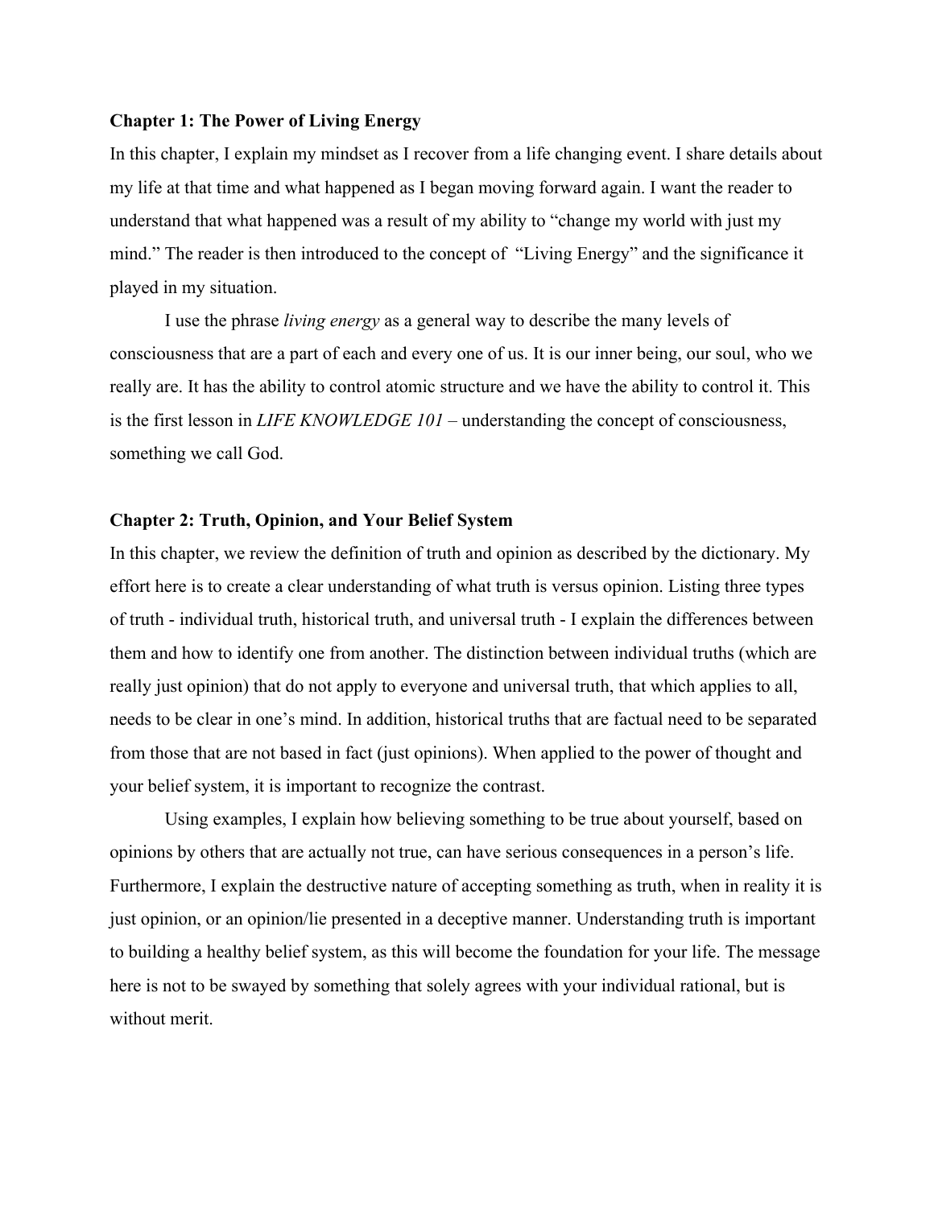**Chapter 1: The Power of Living Energy**

In this chapter, I explain my mindset as I recover from a life changing event. I share details about my life at that time and what happened as I began moving forward again. I want the reader to understand that what happened was a result of my ability to "change my world with just my mind." The reader is then introduced to the concept of "Living Energy" and the significance it played in my situation.

I use the phrase *living energy* as a general way to describe the many levels of consciousness that are a part of each and every one of us. It is our inner being, our soul, who we really are. It has the ability to control atomic structure and we have the ability to control it. This is the first lesson in *LIFE KNOWLEDGE 101* – understanding the concept of consciousness, something we call God.

**Chapter 2: Truth, Opinion, and Your Belief System**

In this chapter, we review the definition of truth and opinion as described by the dictionary. My effort here is to create a clear understanding of what truth is versus opinion. Listing three types of truth - individual truth, historical truth, and universal truth - I explain the differences between them and how to identify one from another. The distinction between individual truths (which are really just opinion) that do not apply to everyone and universal truth, that which applies to all, needs to be clear in one's mind. In addition, historical truths that are factual need to be separated from those that are not based in fact (just opinions). When applied to the power of thought and your belief system, it is important to recognize the contrast.

Using examples, I explain how believing something to be true about yourself, based on opinions by others that are actually not true, can have serious consequences in a person's life. Furthermore, I explain the destructive nature of accepting something as truth, when in reality it is just opinion, or an opinion/lie presented in a deceptive manner. Understanding truth is important to building a healthy belief system, as this will become the foundation for your life. The message here is not to be swayed by something that solely agrees with your individual rational, but is without merit.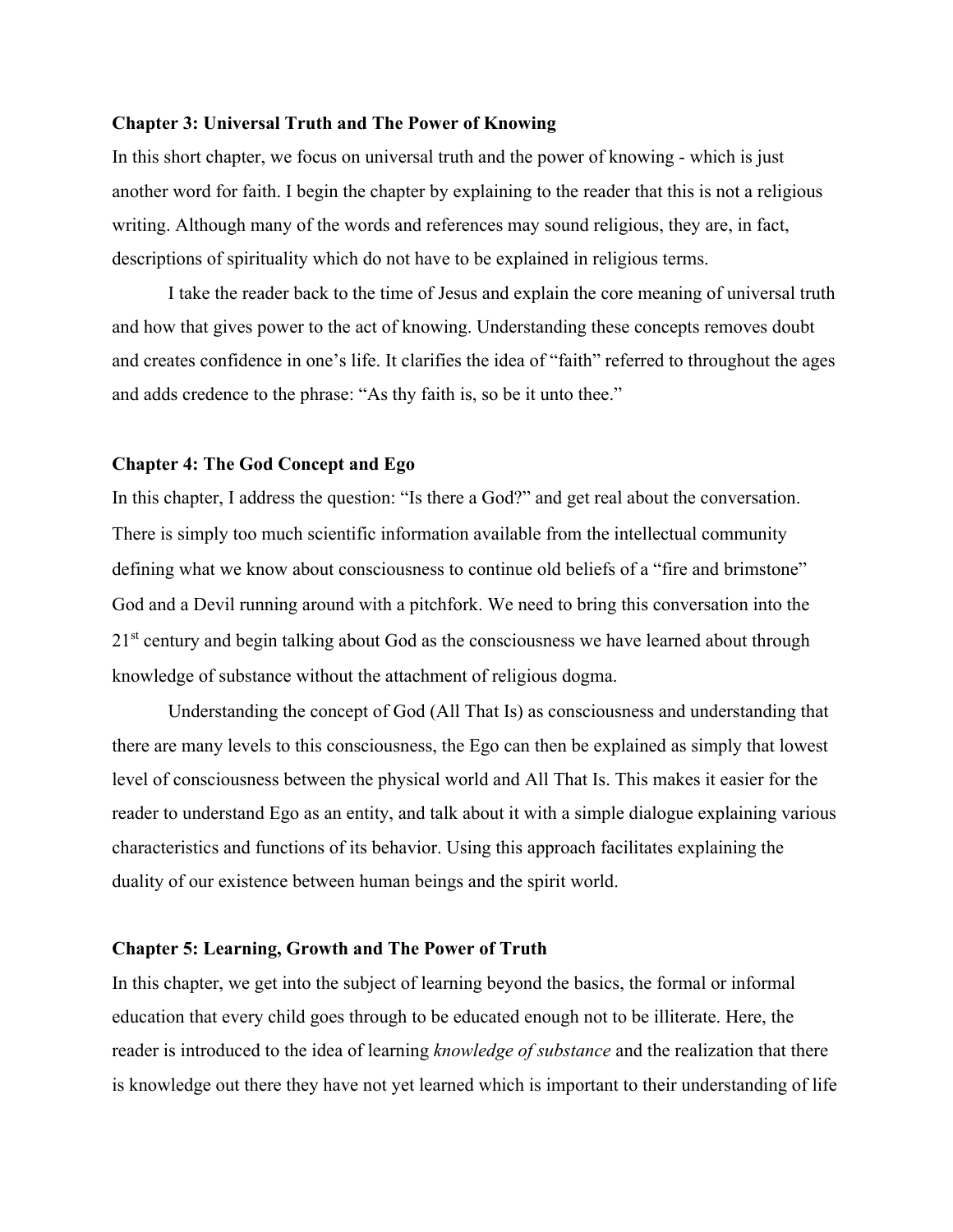**Chapter 3: Universal Truth and The Power of Knowing**

In this short chapter, we focus on universal truth and the power of knowing - which is just another word for faith. I begin the chapter by explaining to the reader that this is not a religious writing. Although many of the words and references may sound religious, they are, in fact, descriptions of spirituality which do not have to be explained in religious terms.

I take the reader back to the time of Jesus and explain the core meaning of universal truth and how that gives power to the act of knowing. Understanding these concepts removes doubt and creates confidence in one's life. It clarifies the idea of "faith" referred to throughout the ages and adds credence to the phrase: "As thy faith is, so be it unto thee."

**Chapter 4: The God Concept and Ego**

In this chapter, I address the question: "Is there a God?" and get real about the conversation. There is simply too much scientific information available from the intellectual community defining what we know about consciousness to continue old beliefs of a "fire and brimstone" God and a Devil running around with a pitchfork. We need to bring this conversation into the 21st century and begin talking about God as the consciousness we have learned about through knowledge of substance without the attachment of religious dogma.

Understanding the concept of God (All That Is) as consciousness and understanding that there are many levels to this consciousness, the Ego can then be explained as simply that lowest level of consciousness between the physical world and All That Is. This makes it easier for the reader to understand Ego as an entity, and talk about it with a simple dialogue explaining various characteristics and functions of its behavior. Using this approach facilitates explaining the duality of our existence between human beings and the spirit world.

**Chapter 5: Learning, Growth and The Power of Truth**

In this chapter, we get into the subject of learning beyond the basics, the formal or informal education that every child goes through to be educated enough not to be illiterate. Here, the reader is introduced to the idea of learning *knowledge of substance* and the realization that there is knowledge out there they have not yet learned which is important to their understanding of life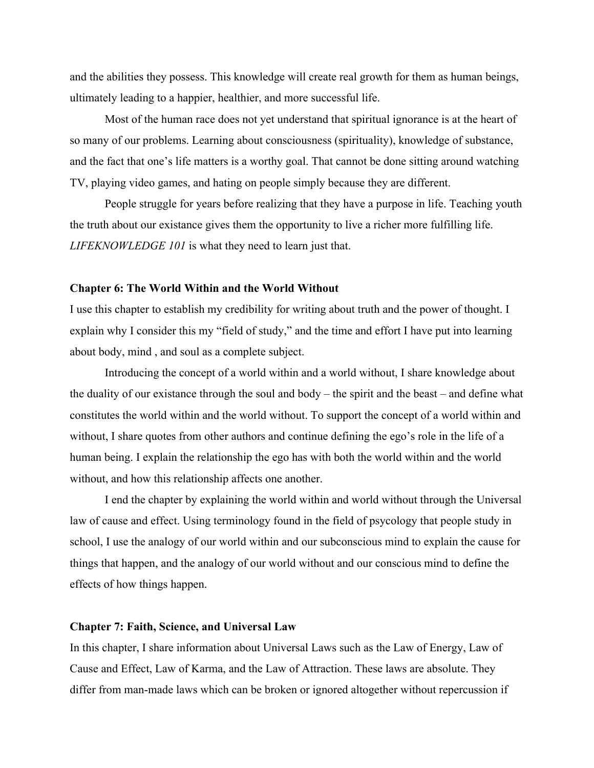and the abilities they possess. This knowledge will create real growth for them as human beings, ultimately leading to a happier, healthier, and more successful life.

Most of the human race does not yet understand that spiritual ignorance is at the heart of so many of our problems. Learning about consciousness (spirituality), knowledge of substance, and the fact that one's life matters is a worthy goal. That cannot be done sitting around watching TV, playing video games, and hating on people simply because they are different.

People struggle for years before realizing that they have a purpose in life. Teaching youth the truth about our existance gives them the opportunity to live a richer more fulfilling life. *LIFEKNOWLEDGE 101* is what they need to learn just that.

**Chapter 6: The World Within and the World Without**

I use this chapter to establish my credibility for writing about truth and the power of thought. I explain why I consider this my "field of study," and the time and effort I have put into learning about body, mind , and soul as a complete subject.

Introducing the concept of a world within and a world without, I share knowledge about the duality of our existance through the soul and body – the spirit and the beast – and define what constitutes the world within and the world without. To support the concept of a world within and without, I share quotes from other authors and continue defining the ego's role in the life of a human being. I explain the relationship the ego has with both the world within and the world without, and how this relationship affects one another.

I end the chapter by explaining the world within and world without through the Universal law of cause and effect. Using terminology found in the field of psycology that people study in school, I use the analogy of our world within and our subconscious mind to explain the cause for things that happen, and the analogy of our world without and our conscious mind to define the effects of how things happen.

**Chapter 7: Faith, Science, and Universal Law**

In this chapter, I share information about Universal Laws such as the Law of Energy, Law of Cause and Effect, Law of Karma, and the Law of Attraction. These laws are absolute. They differ from man-made laws which can be broken or ignored altogether without repercussion if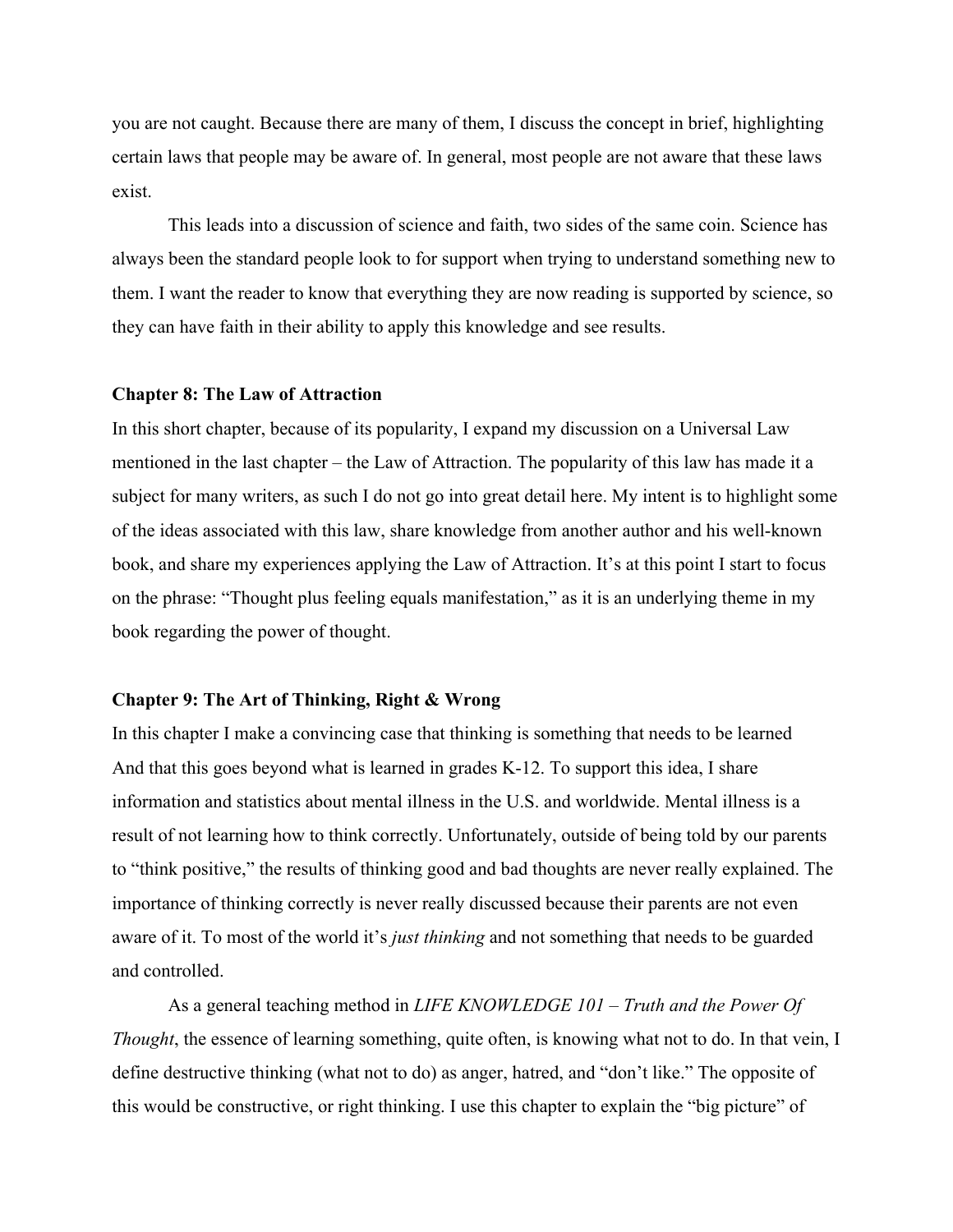you are not caught. Because there are many of them, I discuss the concept in brief, highlighting certain laws that people may be aware of. In general, most people are not aware that these laws exist.

This leads into a discussion of science and faith, two sides of the same coin. Science has always been the standard people look to for support when trying to understand something new to them. I want the reader to know that everything they are now reading is supported by science, so they can have faith in their ability to apply this knowledge and see results.

**Chapter 8: The Law of Attraction**

In this short chapter, because of its popularity, I expand my discussion on a Universal Law mentioned in the last chapter – the Law of Attraction. The popularity of this law has made it a subject for many writers, as such I do not go into great detail here. My intent is to highlight some of the ideas associated with this law, share knowledge from another author and his well-known book, and share my experiences applying the Law of Attraction. It's at this point I start to focus on the phrase: "Thought plus feeling equals manifestation," as it is an underlying theme in my book regarding the power of thought.

**Chapter 9: The Art of Thinking, Right & Wrong**

In this chapter I make a convincing case that thinking is something that needs to be learned And that this goes beyond what is learned in grades K-12. To support this idea, I share information and statistics about mental illness in the U.S. and worldwide. Mental illness is a result of not learning how to think correctly. Unfortunately, outside of being told by our parents to "think positive," the results of thinking good and bad thoughts are never really explained. The importance of thinking correctly is never really discussed because their parents are not even aware of it. To most of the world it's *just thinking* and not something that needs to be guarded and controlled.

As a general teaching method in *LIFE KNOWLEDGE 101 – Truth and the Power Of Thought*, the essence of learning something, quite often, is knowing what not to do. In that vein, I define destructive thinking (what not to do) as anger, hatred, and "don't like." The opposite of this would be constructive, or right thinking. I use this chapter to explain the "big picture" of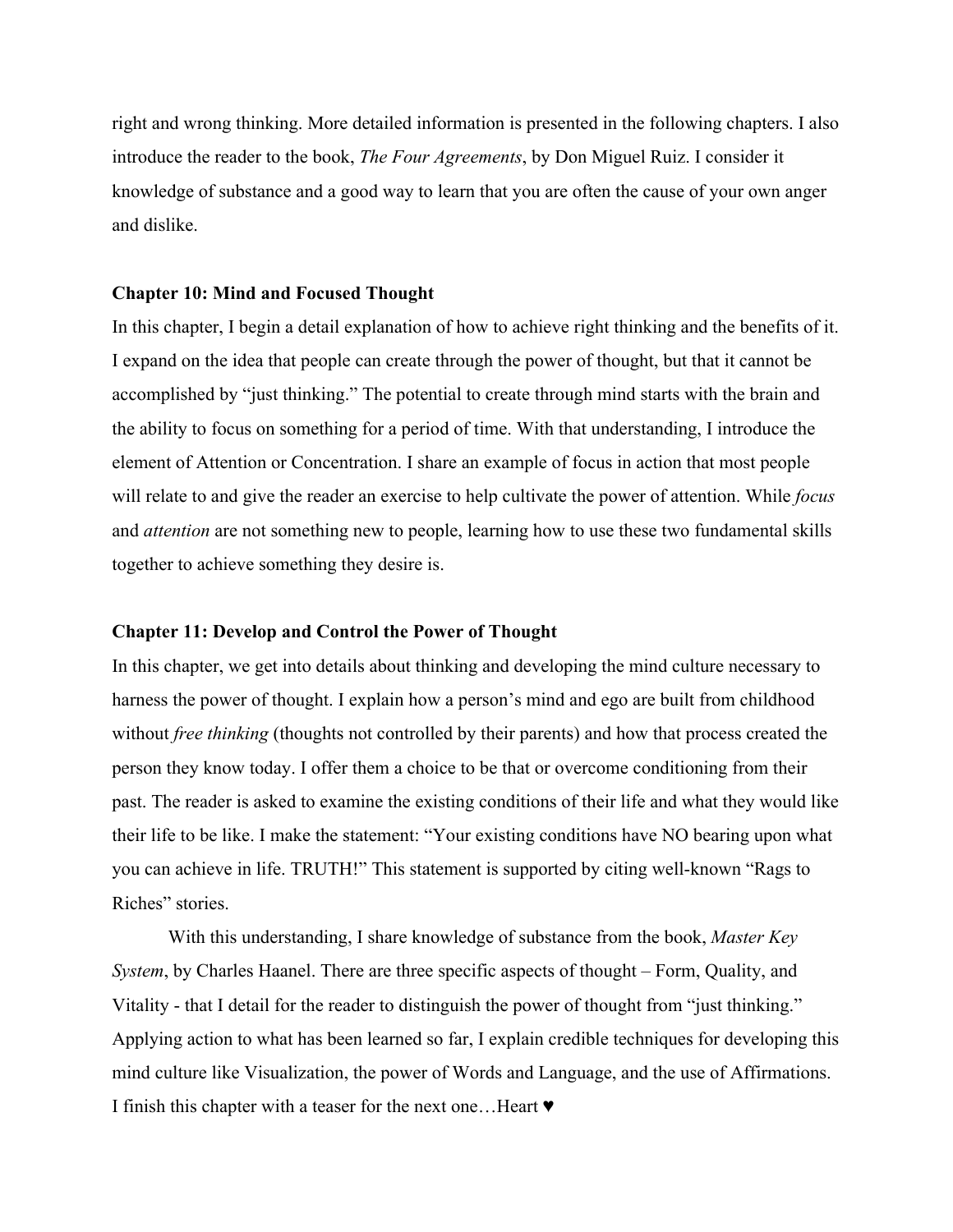right and wrong thinking. More detailed information is presented in the following chapters. I also introduce the reader to the book, *The Four Agreements*, by Don Miguel Ruiz. I consider it knowledge of substance and a good way to learn that you are often the cause of your own anger and dislike.

**Chapter 10: Mind and Focused Thought**

In this chapter, I begin a detail explanation of how to achieve right thinking and the benefits of it. I expand on the idea that people can create through the power of thought, but that it cannot be accomplished by "just thinking." The potential to create through mind starts with the brain and the ability to focus on something for a period of time. With that understanding, I introduce the element of Attention or Concentration. I share an example of focus in action that most people will relate to and give the reader an exercise to help cultivate the power of attention. While *focus* and *attention* are not something new to people, learning how to use these two fundamental skills together to achieve something they desire is.

**Chapter 11: Develop and Control the Power of Thought**

In this chapter, we get into details about thinking and developing the mind culture necessary to harness the power of thought. I explain how a person's mind and ego are built from childhood without *free thinking* (thoughts not controlled by their parents) and how that process created the person they know today. I offer them a choice to be that or overcome conditioning from their past. The reader is asked to examine the existing conditions of their life and what they would like their life to be like. I make the statement: "Your existing conditions have NO bearing upon what you can achieve in life. TRUTH!" This statement is supported by citing well-known "Rags to Riches" stories.

With this understanding, I share knowledge of substance from the book, *Master Key System*, by Charles Haanel. There are three specific aspects of thought – Form, Quality, and Vitality - that I detail for the reader to distinguish the power of thought from "just thinking." Applying action to what has been learned so far, I explain credible techniques for developing this mind culture like Visualization, the power of Words and Language, and the use of Affirmations. I finish this chapter with a teaser for the next one…Heart ♥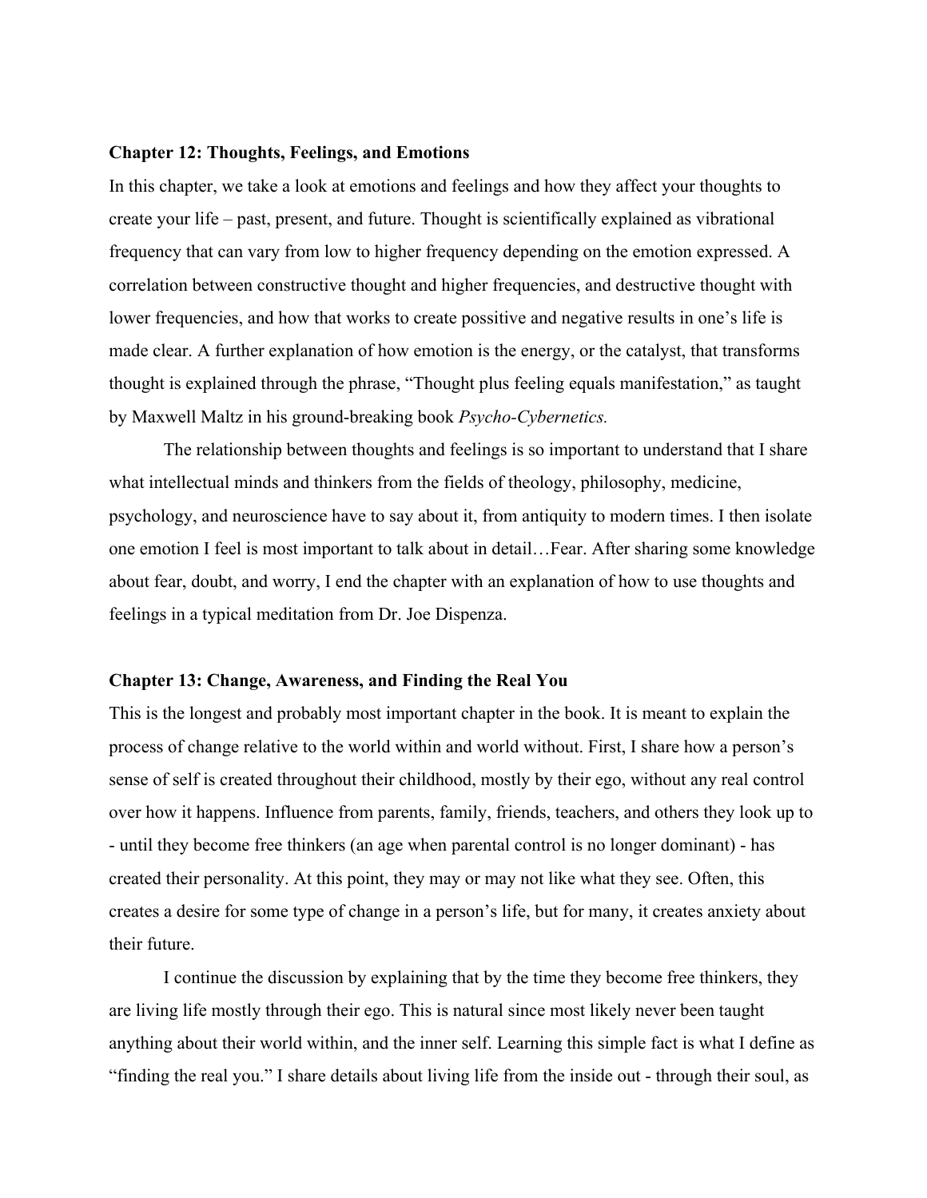**Chapter 12: Thoughts, Feelings, and Emotions**

In this chapter, we take a look at emotions and feelings and how they affect your thoughts to create your life – past, present, and future. Thought is scientifically explained as vibrational frequency that can vary from low to higher frequency depending on the emotion expressed. A correlation between constructive thought and higher frequencies, and destructive thought with lower frequencies, and how that works to create possitive and negative results in one's life is made clear. A further explanation of how emotion is the energy, or the catalyst, that transforms thought is explained through the phrase, "Thought plus feeling equals manifestation," as taught by Maxwell Maltz in his ground-breaking book *Psycho-Cybernetics.*

The relationship between thoughts and feelings is so important to understand that I share what intellectual minds and thinkers from the fields of theology, philosophy, medicine, psychology, and neuroscience have to say about it, from antiquity to modern times. I then isolate one emotion I feel is most important to talk about in detail…Fear. After sharing some knowledge about fear, doubt, and worry, I end the chapter with an explanation of how to use thoughts and feelings in a typical meditation from Dr. Joe Dispenza.

**Chapter 13: Change, Awareness, and Finding the Real You**

This is the longest and probably most important chapter in the book. It is meant to explain the process of change relative to the world within and world without. First, I share how a person's sense of self is created throughout their childhood, mostly by their ego, without any real control over how it happens. Influence from parents, family, friends, teachers, and others they look up to - until they become free thinkers (an age when parental control is no longer dominant) - has created their personality. At this point, they may or may not like what they see. Often, this creates a desire for some type of change in a person's life, but for many, it creates anxiety about their future.

I continue the discussion by explaining that by the time they become free thinkers, they are living life mostly through their ego. This is natural since most likely never been taught anything about their world within, and the inner self. Learning this simple fact is what I define as "finding the real you." I share details about living life from the inside out - through their soul, as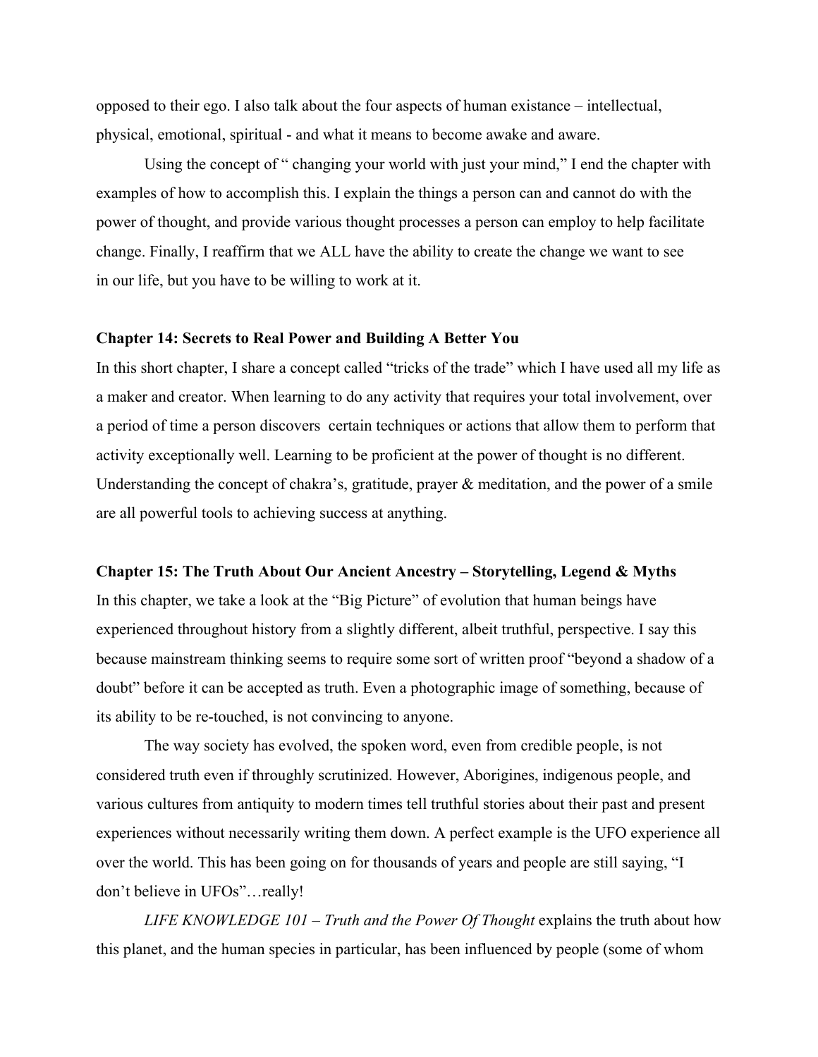opposed to their ego. I also talk about the four aspects of human existance – intellectual, physical, emotional, spiritual - and what it means to become awake and aware.

Using the concept of " changing your world with just your mind," I end the chapter with examples of how to accomplish this. I explain the things a person can and cannot do with the power of thought, and provide various thought processes a person can employ to help facilitate change. Finally, I reaffirm that we ALL have the ability to create the change we want to see in our life, but you have to be willing to work at it.

**Chapter 14: Secrets to Real Power and Building A Better You**

In this short chapter, I share a concept called "tricks of the trade" which I have used all my life as a maker and creator. When learning to do any activity that requires your total involvement, over a period of time a person discovers certain techniques or actions that allow them to perform that activity exceptionally well. Learning to be proficient at the power of thought is no different. Understanding the concept of chakra's, gratitude, prayer & meditation, and the power of a smile are all powerful tools to achieving success at anything.

**Chapter 15: The Truth About Our Ancient Ancestry – Storytelling, Legend & Myths**

In this chapter, we take a look at the "Big Picture" of evolution that human beings have experienced throughout history from a slightly different, albeit truthful, perspective. I say this because mainstream thinking seems to require some sort of written proof "beyond a shadow of a doubt" before it can be accepted as truth. Even a photographic image of something, because of its ability to be re-touched, is not convincing to anyone.

The way society has evolved, the spoken word, even from credible people, is not considered truth even if throughly scrutinized. However, Aborigines, indigenous people, and various cultures from antiquity to modern times tell truthful stories about their past and present experiences without necessarily writing them down. A perfect example is the UFO experience all over the world. This has been going on for thousands of years and people are still saying, "I don't believe in UFOs"…really!

*LIFE KNOWLEDGE 101 – Truth and the Power Of Thought* explains the truth about how this planet, and the human species in particular, has been influenced by people (some of whom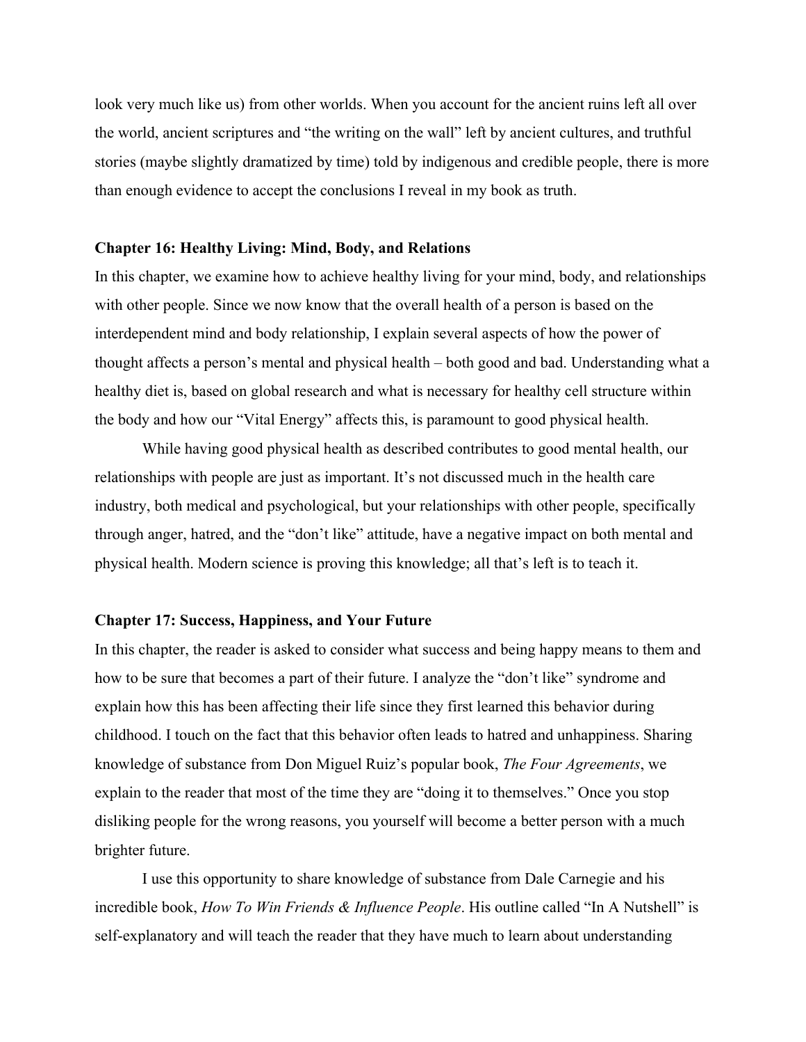look very much like us) from other worlds. When you account for the ancient ruins left all over the world, ancient scriptures and "the writing on the wall" left by ancient cultures, and truthful stories (maybe slightly dramatized by time) told by indigenous and credible people, there is more than enough evidence to accept the conclusions I reveal in my book as truth.

**Chapter 16: Healthy Living: Mind, Body, and Relations**

In this chapter, we examine how to achieve healthy living for your mind, body, and relationships with other people. Since we now know that the overall health of a person is based on the interdependent mind and body relationship, I explain several aspects of how the power of thought affects a person's mental and physical health – both good and bad. Understanding what a healthy diet is, based on global research and what is necessary for healthy cell structure within the body and how our "Vital Energy" affects this, is paramount to good physical health.

While having good physical health as described contributes to good mental health, our relationships with people are just as important. It's not discussed much in the health care industry, both medical and psychological, but your relationships with other people, specifically through anger, hatred, and the "don't like" attitude, have a negative impact on both mental and physical health. Modern science is proving this knowledge; all that's left is to teach it.

**Chapter 17: Success, Happiness, and Your Future**

In this chapter, the reader is asked to consider what success and being happy means to them and how to be sure that becomes a part of their future. I analyze the "don't like" syndrome and explain how this has been affecting their life since they first learned this behavior during childhood. I touch on the fact that this behavior often leads to hatred and unhappiness. Sharing knowledge of substance from Don Miguel Ruiz's popular book, *The Four Agreements*, we explain to the reader that most of the time they are "doing it to themselves." Once you stop disliking people for the wrong reasons, you yourself will become a better person with a much brighter future.

I use this opportunity to share knowledge of substance from Dale Carnegie and his incredible book, *How To Win Friends & Influence People*. His outline called "In A Nutshell" is self-explanatory and will teach the reader that they have much to learn about understanding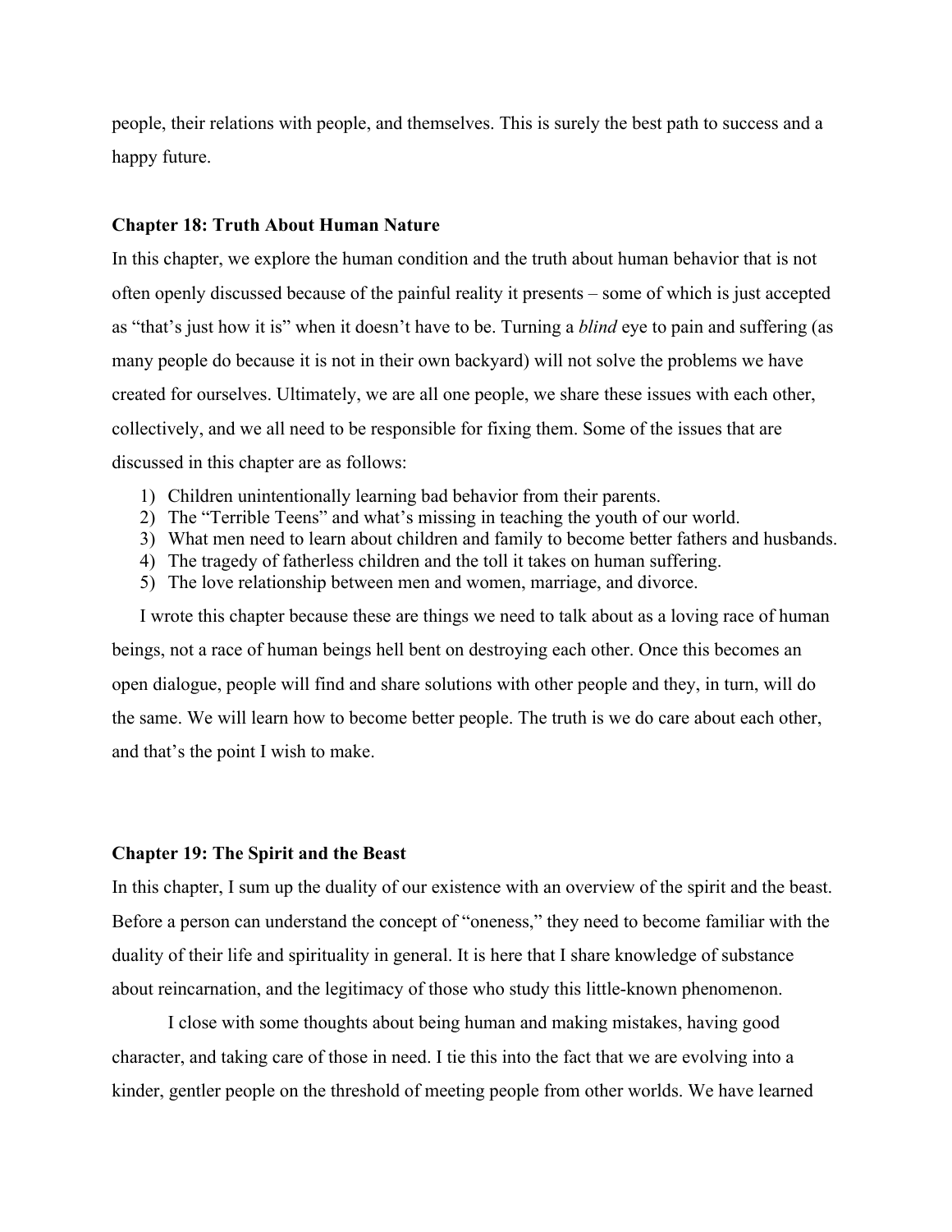people, their relations with people, and themselves. This is surely the best path to success and a happy future.

**Chapter 18: Truth About Human Nature**

In this chapter, we explore the human condition and the truth about human behavior that is not often openly discussed because of the painful reality it presents – some of which is just accepted as "that's just how it is" when it doesn't have to be. Turning a *blind* eye to pain and suffering (as many people do because it is not in their own backyard) will not solve the problems we have created for ourselves. Ultimately, we are all one people, we share these issues with each other, collectively, and we all need to be responsible for fixing them. Some of the issues that are discussed in this chapter are as follows:

1) Children unintentionally learning bad behavior from their parents.
2) The "Terrible Teens" and what's missing in teaching the youth of our world.
3) What men need to learn about children and family to become better fathers and husbands.
4) The tragedy of fatherless children and the toll it takes on human suffering.
5) The love relationship between men and women, marriage, and divorce.

I wrote this chapter because these are things we need to talk about as a loving race of human beings, not a race of human beings hell bent on destroying each other. Once this becomes an open dialogue, people will find and share solutions with other people and they, in turn, will do the same. We will learn how to become better people. The truth is we do care about each other, and that's the point I wish to make.

**Chapter 19: The Spirit and the Beast**

In this chapter, I sum up the duality of our existence with an overview of the spirit and the beast. Before a person can understand the concept of "oneness," they need to become familiar with the duality of their life and spirituality in general. It is here that I share knowledge of substance about reincarnation, and the legitimacy of those who study this little-known phenomenon.

I close with some thoughts about being human and making mistakes, having good character, and taking care of those in need. I tie this into the fact that we are evolving into a kinder, gentler people on the threshold of meeting people from other worlds. We have learned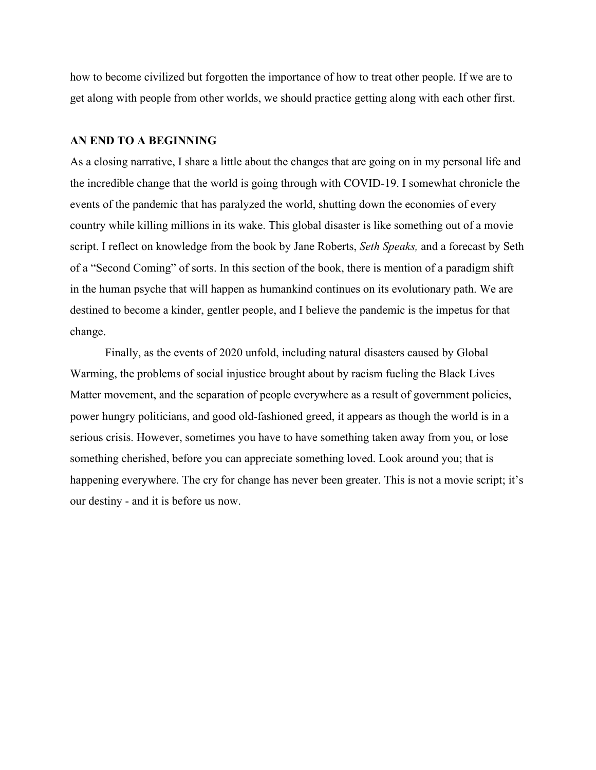how to become civilized but forgotten the importance of how to treat other people. If we are to get along with people from other worlds, we should practice getting along with each other first.

## AN END TO A BEGINNING

As a closing narrative, I share a little about the changes that are going on in my personal life and the incredible change that the world is going through with COVID-19. I somewhat chronicle the events of the pandemic that has paralyzed the world, shutting down the economies of every country while killing millions in its wake. This global disaster is like something out of a movie script. I reflect on knowledge from the book by Jane Roberts, *Seth Speaks,* and a forecast by Seth of a "Second Coming" of sorts. In this section of the book, there is mention of a paradigm shift in the human psyche that will happen as humankind continues on its evolutionary path. We are destined to become a kinder, gentler people, and I believe the pandemic is the impetus for that change.

Finally, as the events of 2020 unfold, including natural disasters caused by Global Warming, the problems of social injustice brought about by racism fueling the Black Lives Matter movement, and the separation of people everywhere as a result of government policies, power hungry politicians, and good old-fashioned greed, it appears as though the world is in a serious crisis. However, sometimes you have to have something taken away from you, or lose something cherished, before you can appreciate something loved. Look around you; that is happening everywhere. The cry for change has never been greater. This is not a movie script; it's our destiny - and it is before us now.